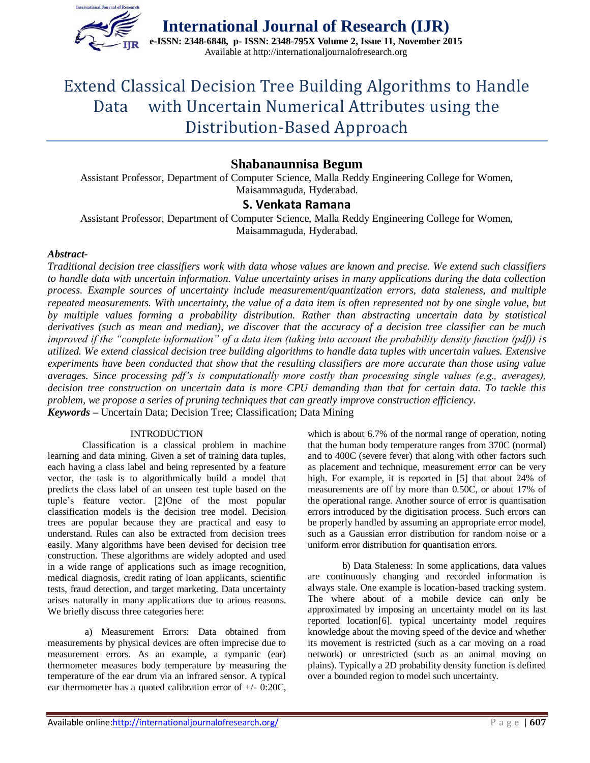# Extend Classical Decision Tree Building Algorithms to Handle Data with Uncertain Numerical Attributes using the Distribution-Based Approach

**Shabanaunnisa Begum**

Assistant Professor, Department of Computer Science, Malla Reddy Engineering College for Women, Maisammaguda, Hyderabad.

**S. Venkata Ramana**

Assistant Professor, Department of Computer Science, Malla Reddy Engineering College for Women, Maisammaguda, Hyderabad.

***Abstract-***

*Traditional decision tree classifiers work with data whose values are known and precise. We extend such classifiers to handle data with uncertain information. Value uncertainty arises in many applications during the data collection process. Example sources of uncertainty include measurement/quantization errors, data staleness, and multiple repeated measurements. With uncertainty, the value of a data item is often represented not by one single value, but by multiple values forming a probability distribution. Rather than abstracting uncertain data by statistical derivatives (such as mean and median), we discover that the accuracy of a decision tree classifier can be much improved if the "complete information" of a data item (taking into account the probability density function (pdf)) is utilized. We extend classical decision tree building algorithms to handle data tuples with uncertain values. Extensive experiments have been conducted that show that the resulting classifiers are more accurate than those using value averages. Since processing pdf's is computationally more costly than processing single values (e.g., averages), decision tree construction on uncertain data is more CPU demanding than that for certain data. To tackle this problem, we propose a series of pruning techniques that can greatly improve construction efficiency.*

***Keywords*** – Uncertain Data; Decision Tree; Classification; Data Mining

## INTRODUCTION

Classification is a classical problem in machine learning and data mining. Given a set of training data tuples, each having a class label and being represented by a feature vector, the task is to algorithmically build a model that predicts the class label of an unseen test tuple based on the tuple's feature vector. [2]One of the most popular classification models is the decision tree model. Decision trees are popular because they are practical and easy to understand. Rules can also be extracted from decision trees easily. Many algorithms have been devised for decision tree construction. These algorithms are widely adopted and used in a wide range of applications such as image recognition, medical diagnosis, credit rating of loan applicants, scientific tests, fraud detection, and target marketing. Data uncertainty arises naturally in many applications due to arious reasons. We briefly discuss three categories here:

a) Measurement Errors: Data obtained from measurements by physical devices are often imprecise due to measurement errors. As an example, a tympanic (ear) thermometer measures body temperature by measuring the temperature of the ear drum via an infrared sensor. A typical ear thermometer has a quoted calibration error of +/- 0:20C, which is about 6.7% of the normal range of operation, noting that the human body temperature ranges from 370C (normal) and to 400C (severe fever) that along with other factors such as placement and technique, measurement error can be very high. For example, it is reported in [5] that about 24% of measurements are off by more than 0.50C, or about 17% of the operational range. Another source of error is quantisation errors introduced by the digitisation process. Such errors can be properly handled by assuming an appropriate error model, such as a Gaussian error distribution for random noise or a uniform error distribution for quantisation errors.

b) Data Staleness: In some applications, data values are continuously changing and recorded information is always stale. One example is location-based tracking system. The where about of a mobile device can only be approximated by imposing an uncertainty model on its last reported location[6]. typical uncertainty model requires knowledge about the moving speed of the device and whether its movement is restricted (such as a car moving on a road network) or unrestricted (such as an animal moving on plains). Typically a 2D probability density function is defined over a bounded region to model such uncertainty.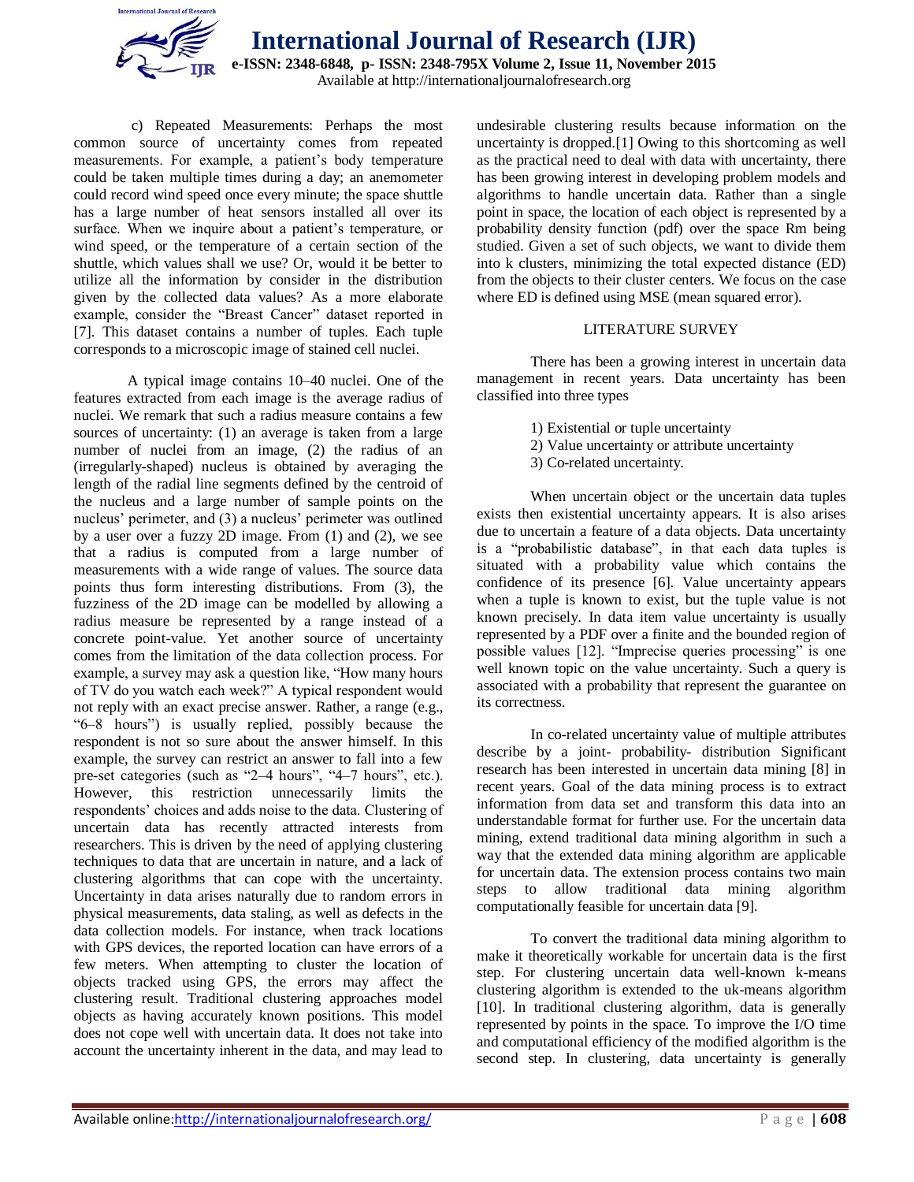c) Repeated Measurements: Perhaps the most common source of uncertainty comes from repeated measurements. For example, a patient's body temperature could be taken multiple times during a day; an anemometer could record wind speed once every minute; the space shuttle has a large number of heat sensors installed all over its surface. When we inquire about a patient's temperature, or wind speed, or the temperature of a certain section of the shuttle, which values shall we use? Or, would it be better to utilize all the information by consider in the distribution given by the collected data values? As a more elaborate example, consider the "Breast Cancer" dataset reported in [7]. This dataset contains a number of tuples. Each tuple corresponds to a microscopic image of stained cell nuclei.

A typical image contains 10–40 nuclei. One of the features extracted from each image is the average radius of nuclei. We remark that such a radius measure contains a few sources of uncertainty: (1) an average is taken from a large number of nuclei from an image, (2) the radius of an (irregularly-shaped) nucleus is obtained by averaging the length of the radial line segments defined by the centroid of the nucleus and a large number of sample points on the nucleus' perimeter, and (3) a nucleus' perimeter was outlined by a user over a fuzzy 2D image. From (1) and (2), we see that a radius is computed from a large number of measurements with a wide range of values. The source data points thus form interesting distributions. From (3), the fuzziness of the 2D image can be modelled by allowing a radius measure be represented by a range instead of a concrete point-value. Yet another source of uncertainty comes from the limitation of the data collection process. For example, a survey may ask a question like, "How many hours of TV do you watch each week?" A typical respondent would not reply with an exact precise answer. Rather, a range (e.g., "6–8 hours") is usually replied, possibly because the respondent is not so sure about the answer himself. In this example, the survey can restrict an answer to fall into a few pre-set categories (such as "2–4 hours", "4–7 hours", etc.). However, this restriction unnecessarily limits the respondents' choices and adds noise to the data. Clustering of uncertain data has recently attracted interests from researchers. This is driven by the need of applying clustering techniques to data that are uncertain in nature, and a lack of clustering algorithms that can cope with the uncertainty. Uncertainty in data arises naturally due to random errors in physical measurements, data staling, as well as defects in the data collection models. For instance, when track locations with GPS devices, the reported location can have errors of a few meters. When attempting to cluster the location of objects tracked using GPS, the errors may affect the clustering result. Traditional clustering approaches model objects as having accurately known positions. This model does not cope well with uncertain data. It does not take into account the uncertainty inherent in the data, and may lead to undesirable clustering results because information on the uncertainty is dropped.[1] Owing to this shortcoming as well as the practical need to deal with data with uncertainty, there has been growing interest in developing problem models and algorithms to handle uncertain data. Rather than a single point in space, the location of each object is represented by a probability density function (pdf) over the space Rm being studied. Given a set of such objects, we want to divide them into k clusters, minimizing the total expected distance (ED) from the objects to their cluster centers. We focus on the case where ED is defined using MSE (mean squared error).

## LITERATURE SURVEY

There has been a growing interest in uncertain data management in recent years. Data uncertainty has been classified into three types

1) Existential or tuple uncertainty
2) Value uncertainty or attribute uncertainty
3) Co-related uncertainty.

When uncertain object or the uncertain data tuples exists then existential uncertainty appears. It is also arises due to uncertain a feature of a data objects. Data uncertainty is a "probabilistic database", in that each data tuples is situated with a probability value which contains the confidence of its presence [6]. Value uncertainty appears when a tuple is known to exist, but the tuple value is not known precisely. In data item value uncertainty is usually represented by a PDF over a finite and the bounded region of possible values [12]. "Imprecise queries processing" is one well known topic on the value uncertainty. Such a query is associated with a probability that represent the guarantee on its correctness.

In co-related uncertainty value of multiple attributes describe by a joint- probability- distribution Significant research has been interested in uncertain data mining [8] in recent years. Goal of the data mining process is to extract information from data set and transform this data into an understandable format for further use. For the uncertain data mining, extend traditional data mining algorithm in such a way that the extended data mining algorithm are applicable for uncertain data. The extension process contains two main steps to allow traditional data mining algorithm computationally feasible for uncertain data [9].

To convert the traditional data mining algorithm to make it theoretically workable for uncertain data is the first step. For clustering uncertain data well-known k-means clustering algorithm is extended to the uk-means algorithm [10]. In traditional clustering algorithm, data is generally represented by points in the space. To improve the I/O time and computational efficiency of the modified algorithm is the second step. In clustering, data uncertainty is generally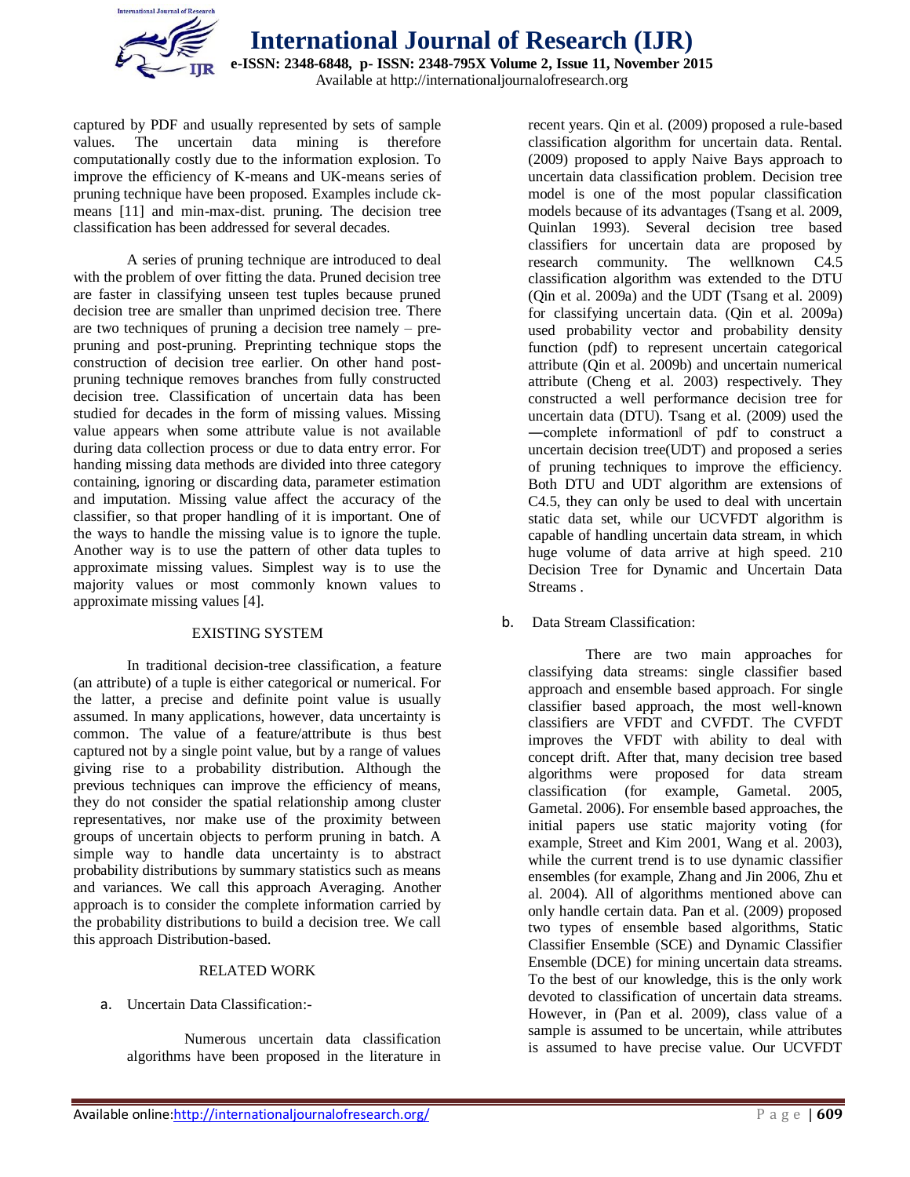captured by PDF and usually represented by sets of sample values. The uncertain data mining is therefore computationally costly due to the information explosion. To improve the efficiency of K-means and UK-means series of pruning technique have been proposed. Examples include ck-means [11] and min-max-dist. pruning. The decision tree classification has been addressed for several decades.

A series of pruning technique are introduced to deal with the problem of over fitting the data. Pruned decision tree are faster in classifying unseen test tuples because pruned decision tree are smaller than unprimed decision tree. There are two techniques of pruning a decision tree namely – pre-pruning and post-pruning. Preprinting technique stops the construction of decision tree earlier. On other hand post-pruning technique removes branches from fully constructed decision tree. Classification of uncertain data has been studied for decades in the form of missing values. Missing value appears when some attribute value is not available during data collection process or due to data entry error. For handing missing data methods are divided into three category containing, ignoring or discarding data, parameter estimation and imputation. Missing value affect the accuracy of the classifier, so that proper handling of it is important. One of the ways to handle the missing value is to ignore the tuple. Another way is to use the pattern of other data tuples to approximate missing values. Simplest way is to use the majority values or most commonly known values to approximate missing values [4].

## EXISTING SYSTEM

In traditional decision-tree classification, a feature (an attribute) of a tuple is either categorical or numerical. For the latter, a precise and definite point value is usually assumed. In many applications, however, data uncertainty is common. The value of a feature/attribute is thus best captured not by a single point value, but by a range of values giving rise to a probability distribution. Although the previous techniques can improve the efficiency of means, they do not consider the spatial relationship among cluster representatives, nor make use of the proximity between groups of uncertain objects to perform pruning in batch. A simple way to handle data uncertainty is to abstract probability distributions by summary statistics such as means and variances. We call this approach Averaging. Another approach is to consider the complete information carried by the probability distributions to build a decision tree. We call this approach Distribution-based.

## RELATED WORK

### a. Uncertain Data Classification:-

Numerous uncertain data classification algorithms have been proposed in the literature in recent years. Qin et al. (2009) proposed a rule-based classification algorithm for uncertain data. Rental. (2009) proposed to apply Naive Bays approach to uncertain data classification problem. Decision tree model is one of the most popular classification models because of its advantages (Tsang et al. 2009, Quinlan 1993). Several decision tree based classifiers for uncertain data are proposed by research community. The wellknown C4.5 classification algorithm was extended to the DTU (Qin et al. 2009a) and the UDT (Tsang et al. 2009) for classifying uncertain data. (Qin et al. 2009a) used probability vector and probability density function (pdf) to represent uncertain categorical attribute (Qin et al. 2009b) and uncertain numerical attribute (Cheng et al. 2003) respectively. They constructed a well performance decision tree for uncertain data (DTU). Tsang et al. (2009) used the ―complete information‖ of pdf to construct a uncertain decision tree(UDT) and proposed a series of pruning techniques to improve the efficiency. Both DTU and UDT algorithm are extensions of C4.5, they can only be used to deal with uncertain static data set, while our UCVFDT algorithm is capable of handling uncertain data stream, in which huge volume of data arrive at high speed. 210 Decision Tree for Dynamic and Uncertain Data Streams .

### b. Data Stream Classification:

There are two main approaches for classifying data streams: single classifier based approach and ensemble based approach. For single classifier based approach, the most well-known classifiers are VFDT and CVFDT. The CVFDT improves the VFDT with ability to deal with concept drift. After that, many decision tree based algorithms were proposed for data stream classification (for example, Gametal. 2005, Gametal. 2006). For ensemble based approaches, the initial papers use static majority voting (for example, Street and Kim 2001, Wang et al. 2003), while the current trend is to use dynamic classifier ensembles (for example, Zhang and Jin 2006, Zhu et al. 2004). All of algorithms mentioned above can only handle certain data. Pan et al. (2009) proposed two types of ensemble based algorithms, Static Classifier Ensemble (SCE) and Dynamic Classifier Ensemble (DCE) for mining uncertain data streams. To the best of our knowledge, this is the only work devoted to classification of uncertain data streams. However, in (Pan et al. 2009), class value of a sample is assumed to be uncertain, while attributes is assumed to have precise value. Our UCVFDT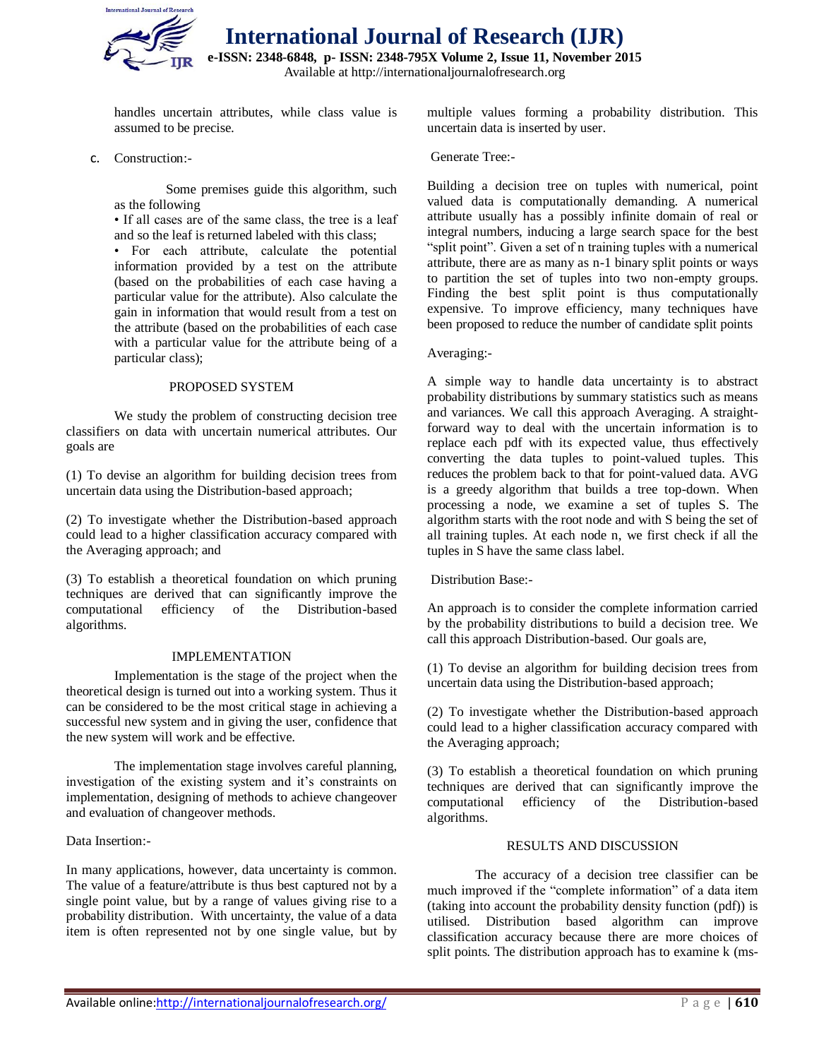handles uncertain attributes, while class value is assumed to be precise.

c. Construction:-

Some premises guide this algorithm, such as the following

• If all cases are of the same class, the tree is a leaf and so the leaf is returned labeled with this class;

• For each attribute, calculate the potential information provided by a test on the attribute (based on the probabilities of each case having a particular value for the attribute). Also calculate the gain in information that would result from a test on the attribute (based on the probabilities of each case with a particular value for the attribute being of a particular class);

## PROPOSED SYSTEM

We study the problem of constructing decision tree classifiers on data with uncertain numerical attributes. Our goals are

(1) To devise an algorithm for building decision trees from uncertain data using the Distribution-based approach;

(2) To investigate whether the Distribution-based approach could lead to a higher classification accuracy compared with the Averaging approach; and

(3) To establish a theoretical foundation on which pruning techniques are derived that can significantly improve the computational efficiency of the Distribution-based algorithms.

## IMPLEMENTATION

Implementation is the stage of the project when the theoretical design is turned out into a working system. Thus it can be considered to be the most critical stage in achieving a successful new system and in giving the user, confidence that the new system will work and be effective.

The implementation stage involves careful planning, investigation of the existing system and it's constraints on implementation, designing of methods to achieve changeover and evaluation of changeover methods.

Data Insertion:-

In many applications, however, data uncertainty is common. The value of a feature/attribute is thus best captured not by a single point value, but by a range of values giving rise to a probability distribution. With uncertainty, the value of a data item is often represented not by one single value, but by multiple values forming a probability distribution. This uncertain data is inserted by user.

Generate Tree:-

Building a decision tree on tuples with numerical, point valued data is computationally demanding. A numerical attribute usually has a possibly infinite domain of real or integral numbers, inducing a large search space for the best "split point". Given a set of n training tuples with a numerical attribute, there are as many as n-1 binary split points or ways to partition the set of tuples into two non-empty groups. Finding the best split point is thus computationally expensive. To improve efficiency, many techniques have been proposed to reduce the number of candidate split points

Averaging:-

A simple way to handle data uncertainty is to abstract probability distributions by summary statistics such as means and variances. We call this approach Averaging. A straight-forward way to deal with the uncertain information is to replace each pdf with its expected value, thus effectively converting the data tuples to point-valued tuples. This reduces the problem back to that for point-valued data. AVG is a greedy algorithm that builds a tree top-down. When processing a node, we examine a set of tuples S. The algorithm starts with the root node and with S being the set of all training tuples. At each node n, we first check if all the tuples in S have the same class label.

Distribution Base:-

An approach is to consider the complete information carried by the probability distributions to build a decision tree. We call this approach Distribution-based. Our goals are,

(1) To devise an algorithm for building decision trees from uncertain data using the Distribution-based approach;

(2) To investigate whether the Distribution-based approach could lead to a higher classification accuracy compared with the Averaging approach;

(3) To establish a theoretical foundation on which pruning techniques are derived that can significantly improve the computational efficiency of the Distribution-based algorithms.

## RESULTS AND DISCUSSION

The accuracy of a decision tree classifier can be much improved if the "complete information" of a data item (taking into account the probability density function (pdf)) is utilised. Distribution based algorithm can improve classification accuracy because there are more choices of split points. The distribution approach has to examine k (ms-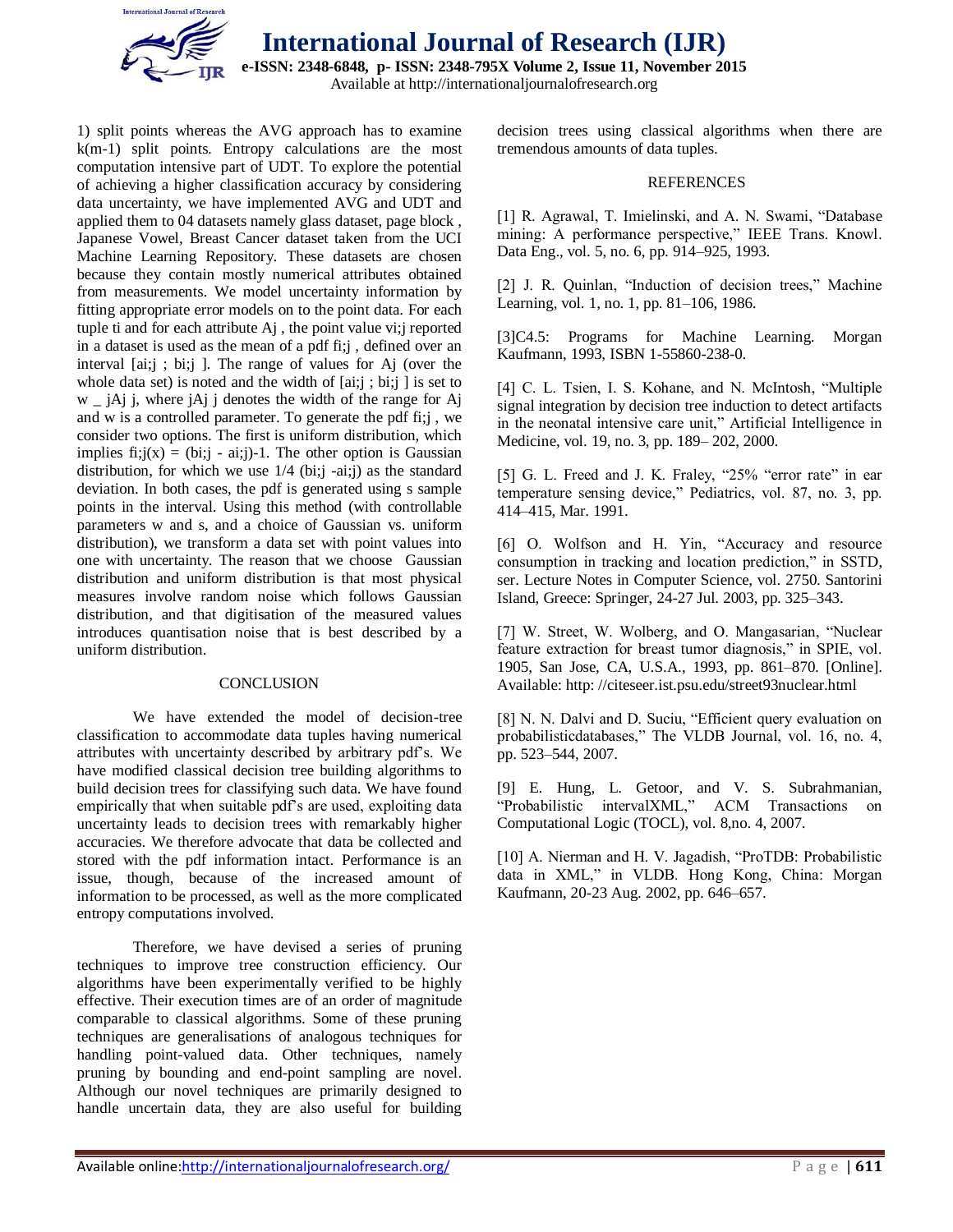1) split points whereas the AVG approach has to examine k(m-1) split points. Entropy calculations are the most computation intensive part of UDT. To explore the potential of achieving a higher classification accuracy by considering data uncertainty, we have implemented AVG and UDT and applied them to 04 datasets namely glass dataset, page block , Japanese Vowel, Breast Cancer dataset taken from the UCI Machine Learning Repository. These datasets are chosen because they contain mostly numerical attributes obtained from measurements. We model uncertainty information by fitting appropriate error models on to the point data. For each tuple ti and for each attribute Aj , the point value vi;j reported in a dataset is used as the mean of a pdf fi;j , defined over an interval [ai;j ; bi;j ]. The range of values for Aj (over the whole data set) is noted and the width of [ai;j ; bi;j ] is set to w _ jAj j, where jAj j denotes the width of the range for Aj and w is a controlled parameter. To generate the pdf fi;j , we consider two options. The first is uniform distribution, which implies fi;j(x) = (bi;j - ai;j)-1. The other option is Gaussian distribution, for which we use 1/4 (bi;j -ai;j) as the standard deviation. In both cases, the pdf is generated using s sample points in the interval. Using this method (with controllable parameters w and s, and a choice of Gaussian vs. uniform distribution), we transform a data set with point values into one with uncertainty. The reason that we choose Gaussian distribution and uniform distribution is that most physical measures involve random noise which follows Gaussian distribution, and that digitisation of the measured values introduces quantisation noise that is best described by a uniform distribution.

## CONCLUSION

We have extended the model of decision-tree classification to accommodate data tuples having numerical attributes with uncertainty described by arbitrary pdf's. We have modified classical decision tree building algorithms to build decision trees for classifying such data. We have found empirically that when suitable pdf's are used, exploiting data uncertainty leads to decision trees with remarkably higher accuracies. We therefore advocate that data be collected and stored with the pdf information intact. Performance is an issue, though, because of the increased amount of information to be processed, as well as the more complicated entropy computations involved.

Therefore, we have devised a series of pruning techniques to improve tree construction efficiency. Our algorithms have been experimentally verified to be highly effective. Their execution times are of an order of magnitude comparable to classical algorithms. Some of these pruning techniques are generalisations of analogous techniques for handling point-valued data. Other techniques, namely pruning by bounding and end-point sampling are novel. Although our novel techniques are primarily designed to handle uncertain data, they are also useful for building decision trees using classical algorithms when there are tremendous amounts of data tuples.

## REFERENCES

[1] R. Agrawal, T. Imielinski, and A. N. Swami, "Database mining: A performance perspective," IEEE Trans. Knowl. Data Eng., vol. 5, no. 6, pp. 914–925, 1993.

[2] J. R. Quinlan, "Induction of decision trees," Machine Learning, vol. 1, no. 1, pp. 81–106, 1986.

[3]C4.5: Programs for Machine Learning. Morgan Kaufmann, 1993, ISBN 1-55860-238-0.

[4] C. L. Tsien, I. S. Kohane, and N. McIntosh, "Multiple signal integration by decision tree induction to detect artifacts in the neonatal intensive care unit," Artificial Intelligence in Medicine, vol. 19, no. 3, pp. 189– 202, 2000.

[5] G. L. Freed and J. K. Fraley, "25% "error rate" in ear temperature sensing device," Pediatrics, vol. 87, no. 3, pp. 414–415, Mar. 1991.

[6] O. Wolfson and H. Yin, "Accuracy and resource consumption in tracking and location prediction," in SSTD, ser. Lecture Notes in Computer Science, vol. 2750. Santorini Island, Greece: Springer, 24-27 Jul. 2003, pp. 325–343.

[7] W. Street, W. Wolberg, and O. Mangasarian, "Nuclear feature extraction for breast tumor diagnosis," in SPIE, vol. 1905, San Jose, CA, U.S.A., 1993, pp. 861–870. [Online]. Available: http: //citeseer.ist.psu.edu/street93nuclear.html

[8] N. N. Dalvi and D. Suciu, "Efficient query evaluation on probabilisticdatabases," The VLDB Journal, vol. 16, no. 4, pp. 523–544, 2007.

[9] E. Hung, L. Getoor, and V. S. Subrahmanian, "Probabilistic intervalXML," ACM Transactions on Computational Logic (TOCL), vol. 8,no. 4, 2007.

[10] A. Nierman and H. V. Jagadish, "ProTDB: Probabilistic data in XML," in VLDB. Hong Kong, China: Morgan Kaufmann, 20-23 Aug. 2002, pp. 646–657.